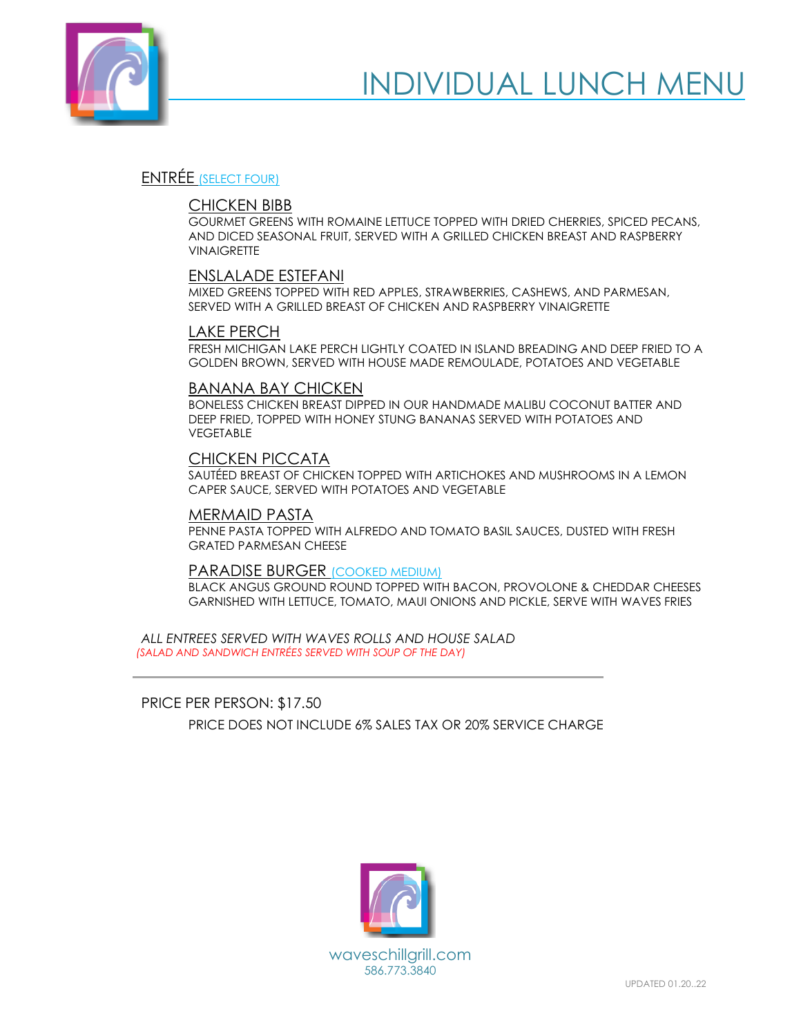# INDIVIDUAL LUNCH MENU

## ENTRÉE (SELECT FOUR)

### CHICKEN BIBB
GOURMET GREENS WITH ROMAINE LETTUCE TOPPED WITH DRIED CHERRIES, SPICED PECANS, AND DICED SEASONAL FRUIT, SERVED WITH A GRILLED CHICKEN BREAST AND RASPBERRY VINAIGRETTE

### ENSLALADE ESTEFANI
MIXED GREENS TOPPED WITH RED APPLES, STRAWBERRIES, CASHEWS, AND PARMESAN, SERVED WITH A GRILLED BREAST OF CHICKEN AND RASPBERRY VINAIGRETTE

### LAKE PERCH
FRESH MICHIGAN LAKE PERCH LIGHTLY COATED IN ISLAND BREADING AND DEEP FRIED TO A GOLDEN BROWN, SERVED WITH HOUSE MADE REMOULADE, POTATOES AND VEGETABLE

### BANANA BAY CHICKEN
BONELESS CHICKEN BREAST DIPPED IN OUR HANDMADE MALIBU COCONUT BATTER AND DEEP FRIED, TOPPED WITH HONEY STUNG BANANAS SERVED WITH POTATOES AND VEGETABLE

### CHICKEN PICCATA
SAUTÉED BREAST OF CHICKEN TOPPED WITH ARTICHOKES AND MUSHROOMS IN A LEMON CAPER SAUCE, SERVED WITH POTATOES AND VEGETABLE

### MERMAID PASTA
PENNE PASTA TOPPED WITH ALFREDO AND TOMATO BASIL SAUCES, DUSTED WITH FRESH GRATED PARMESAN CHEESE

### PARADISE BURGER (COOKED MEDIUM)
BLACK ANGUS GROUND ROUND TOPPED WITH BACON, PROVOLONE & CHEDDAR CHEESES GARNISHED WITH LETTUCE, TOMATO, MAUI ONIONS AND PICKLE, SERVE WITH WAVES FRIES

*ALL ENTREES SERVED WITH WAVES ROLLS AND HOUSE SALAD*
*(SALAD AND SANDWICH ENTRÉES SERVED WITH SOUP OF THE DAY)*

---

PRICE PER PERSON: $17.50

PRICE DOES NOT INCLUDE 6% SALES TAX OR 20% SERVICE CHARGE

waveschillgrill.com
586.773.3840

UPDATED 01.20..22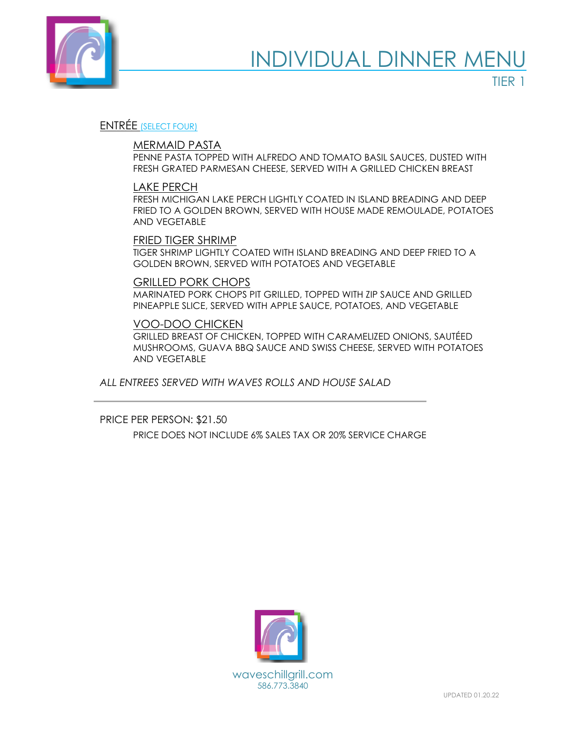# INDIVIDUAL DINNER MENU

## TIER 1

### ENTRÉE (SELECT FOUR)

#### MERMAID PASTA

PENNE PASTA TOPPED WITH ALFREDO AND TOMATO BASIL SAUCES, DUSTED WITH FRESH GRATED PARMESAN CHEESE, SERVED WITH A GRILLED CHICKEN BREAST

#### LAKE PERCH

FRESH MICHIGAN LAKE PERCH LIGHTLY COATED IN ISLAND BREADING AND DEEP FRIED TO A GOLDEN BROWN, SERVED WITH HOUSE MADE REMOULADE, POTATOES AND VEGETABLE

#### FRIED TIGER SHRIMP

TIGER SHRIMP LIGHTLY COATED WITH ISLAND BREADING AND DEEP FRIED TO A GOLDEN BROWN, SERVED WITH POTATOES AND VEGETABLE

#### GRILLED PORK CHOPS

MARINATED PORK CHOPS PIT GRILLED, TOPPED WITH ZIP SAUCE AND GRILLED PINEAPPLE SLICE, SERVED WITH APPLE SAUCE, POTATOES, AND VEGETABLE

#### VOO-DOO CHICKEN

GRILLED BREAST OF CHICKEN, TOPPED WITH CARAMELIZED ONIONS, SAUTÉED MUSHROOMS, GUAVA BBQ SAUCE AND SWISS CHEESE, SERVED WITH POTATOES AND VEGETABLE

*ALL ENTREES SERVED WITH WAVES ROLLS AND HOUSE SALAD*

---

PRICE PER PERSON: $21.50

PRICE DOES NOT INCLUDE 6% SALES TAX OR 20% SERVICE CHARGE

waveschillgrill.com
586.773.3840

UPDATED 01.20.22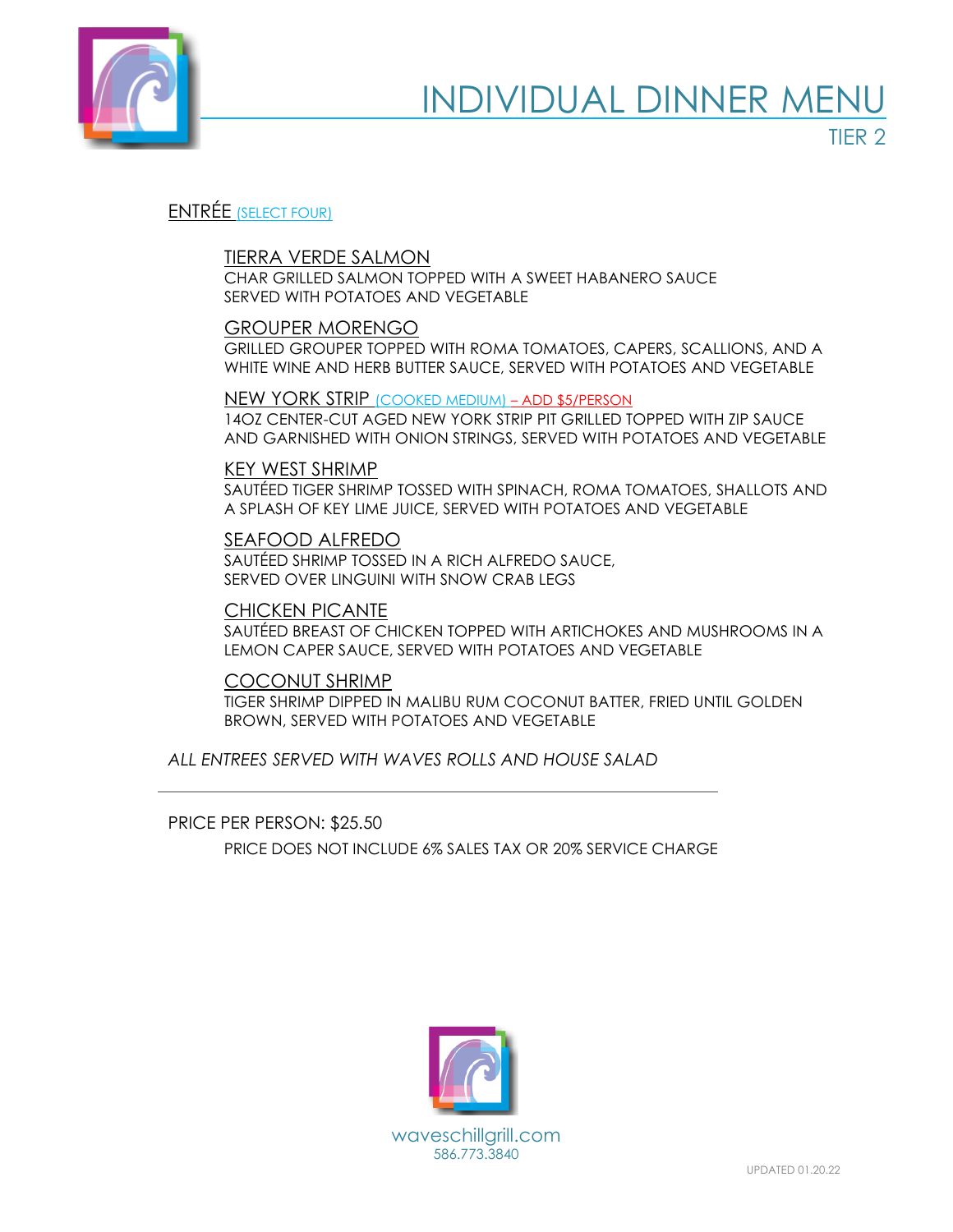# INDIVIDUAL DINNER MENU

TIER 2

## ENTRÉE (SELECT FOUR)

### TIERRA VERDE SALMON
CHAR GRILLED SALMON TOPPED WITH A SWEET HABANERO SAUCE SERVED WITH POTATOES AND VEGETABLE

### GROUPER MORENGO
GRILLED GROUPER TOPPED WITH ROMA TOMATOES, CAPERS, SCALLIONS, AND A WHITE WINE AND HERB BUTTER SAUCE, SERVED WITH POTATOES AND VEGETABLE

### NEW YORK STRIP (COOKED MEDIUM) – ADD $5/PERSON
14OZ CENTER-CUT AGED NEW YORK STRIP PIT GRILLED TOPPED WITH ZIP SAUCE AND GARNISHED WITH ONION STRINGS, SERVED WITH POTATOES AND VEGETABLE

### KEY WEST SHRIMP
SAUTÉED TIGER SHRIMP TOSSED WITH SPINACH, ROMA TOMATOES, SHALLOTS AND A SPLASH OF KEY LIME JUICE, SERVED WITH POTATOES AND VEGETABLE

### SEAFOOD ALFREDO
SAUTÉED SHRIMP TOSSED IN A RICH ALFREDO SAUCE, SERVED OVER LINGUINI WITH SNOW CRAB LEGS

### CHICKEN PICANTE
SAUTÉED BREAST OF CHICKEN TOPPED WITH ARTICHOKES AND MUSHROOMS IN A LEMON CAPER SAUCE, SERVED WITH POTATOES AND VEGETABLE

### COCONUT SHRIMP
TIGER SHRIMP DIPPED IN MALIBU RUM COCONUT BATTER, FRIED UNTIL GOLDEN BROWN, SERVED WITH POTATOES AND VEGETABLE

*ALL ENTREES SERVED WITH WAVES ROLLS AND HOUSE SALAD*

---

PRICE PER PERSON: $25.50

PRICE DOES NOT INCLUDE 6% SALES TAX OR 20% SERVICE CHARGE

waveschillgrill.com
586.773.3840

UPDATED 01.20.22